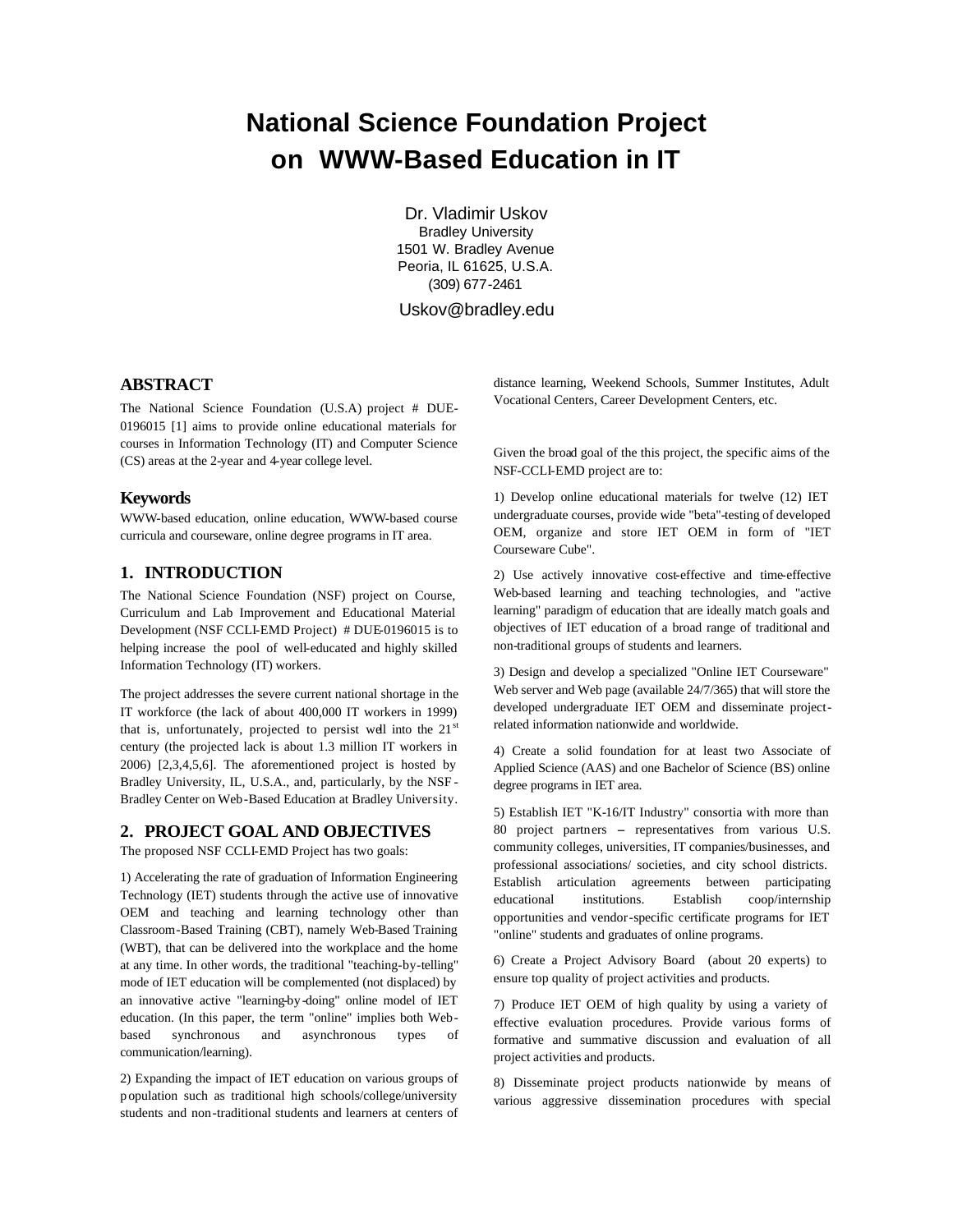# National Science Foundation Project on WWW-Based Education in IT

Dr. Vladimir Uskov
Bradley University
1501 W. Bradley Avenue
Peoria, IL 61625, U.S.A.
(309) 677-2461

Uskov@bradley.edu

## ABSTRACT

The National Science Foundation (U.S.A) project # DUE-0196015 [1] aims to provide online educational materials for courses in Information Technology (IT) and Computer Science (CS) areas at the 2-year and 4-year college level.

### Keywords

WWW-based education, online education, WWW-based course curricula and courseware, online degree programs in IT area.

## 1. INTRODUCTION

The National Science Foundation (NSF) project on Course, Curriculum and Lab Improvement and Educational Material Development (NSF CCLI-EMD Project) # DUE-0196015 is to helping increase the pool of well-educated and highly skilled Information Technology (IT) workers.

The project addresses the severe current national shortage in the IT workforce (the lack of about 400,000 IT workers in 1999) that is, unfortunately, projected to persist well into the 21st century (the projected lack is about 1.3 million IT workers in 2006) [2,3,4,5,6]. The aforementioned project is hosted by Bradley University, IL, U.S.A., and, particularly, by the NSF-Bradley Center on Web-Based Education at Bradley University.

## 2. PROJECT GOAL AND OBJECTIVES

The proposed NSF CCLI-EMD Project has two goals:

1) Accelerating the rate of graduation of Information Engineering Technology (IET) students through the active use of innovative OEM and teaching and learning technology other than Classroom-Based Training (CBT), namely Web-Based Training (WBT), that can be delivered into the workplace and the home at any time. In other words, the traditional "teaching-by-telling" mode of IET education will be complemented (not displaced) by an innovative active "learning-by-doing" online model of IET education. (In this paper, the term "online" implies both Web-based synchronous and asynchronous types of communication/learning).

2) Expanding the impact of IET education on various groups of population such as traditional high schools/college/university students and non-traditional students and learners at centers of distance learning, Weekend Schools, Summer Institutes, Adult Vocational Centers, Career Development Centers, etc.

Given the broad goal of the this project, the specific aims of the NSF-CCLI-EMD project are to:

1) Develop online educational materials for twelve (12) IET undergraduate courses, provide wide "beta"-testing of developed OEM, organize and store IET OEM in form of "IET Courseware Cube".

2) Use actively innovative cost-effective and time-effective Web-based learning and teaching technologies, and "active learning" paradigm of education that are ideally match goals and objectives of IET education of a broad range of traditional and non-traditional groups of students and learners.

3) Design and develop a specialized "Online IET Courseware" Web server and Web page (available 24/7/365) that will store the developed undergraduate IET OEM and disseminate project-related information nationwide and worldwide.

4) Create a solid foundation for at least two Associate of Applied Science (AAS) and one Bachelor of Science (BS) online degree programs in IET area.

5) Establish IET "K-16/IT Industry" consortia with more than 80 project partners – representatives from various U.S. community colleges, universities, IT companies/businesses, and professional associations/ societies, and city school districts. Establish articulation agreements between participating educational institutions. Establish coop/internship opportunities and vendor-specific certificate programs for IET "online" students and graduates of online programs.

6) Create a Project Advisory Board (about 20 experts) to ensure top quality of project activities and products.

7) Produce IET OEM of high quality by using a variety of effective evaluation procedures. Provide various forms of formative and summative discussion and evaluation of all project activities and products.

8) Disseminate project products nationwide by means of various aggressive dissemination procedures with special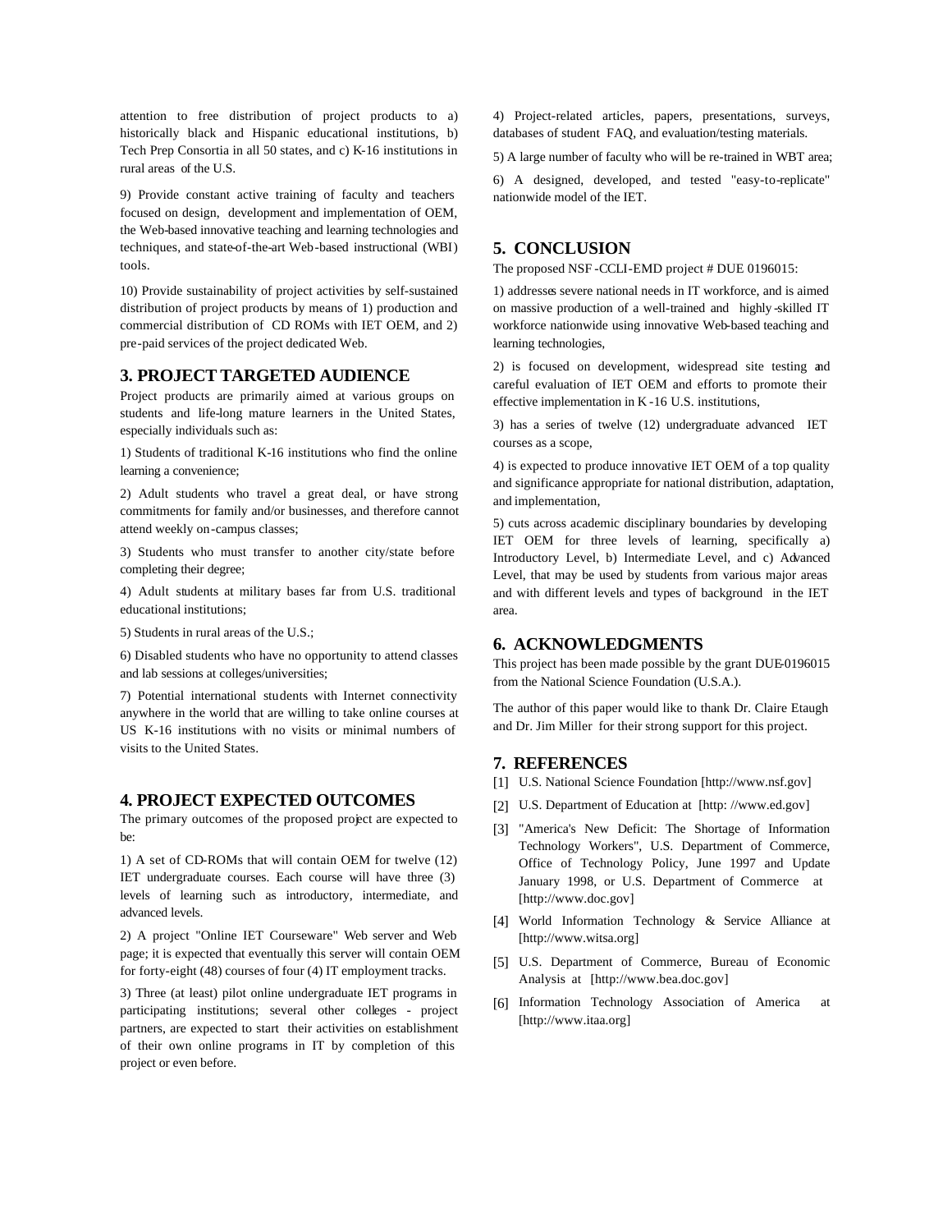attention to free distribution of project products to a) historically black and Hispanic educational institutions, b) Tech Prep Consortia in all 50 states, and c) K-16 institutions in rural areas of the U.S.

9) Provide constant active training of faculty and teachers focused on design, development and implementation of OEM, the Web-based innovative teaching and learning technologies and techniques, and state-of-the-art Web-based instructional (WBI) tools.

10) Provide sustainability of project activities by self-sustained distribution of project products by means of 1) production and commercial distribution of CD ROMs with IET OEM, and 2) pre-paid services of the project dedicated Web.

## 3. PROJECT TARGETED AUDIENCE

Project products are primarily aimed at various groups on students and life-long mature learners in the United States, especially individuals such as:

1) Students of traditional K-16 institutions who find the online learning a convenience;

2) Adult students who travel a great deal, or have strong commitments for family and/or businesses, and therefore cannot attend weekly on-campus classes;

3) Students who must transfer to another city/state before completing their degree;

4) Adult students at military bases far from U.S. traditional educational institutions;

5) Students in rural areas of the U.S.;

6) Disabled students who have no opportunity to attend classes and lab sessions at colleges/universities;

7) Potential international students with Internet connectivity anywhere in the world that are willing to take online courses at US K-16 institutions with no visits or minimal numbers of visits to the United States.

## 4. PROJECT EXPECTED OUTCOMES

The primary outcomes of the proposed project are expected to be:

1) A set of CD-ROMs that will contain OEM for twelve (12) IET undergraduate courses. Each course will have three (3) levels of learning such as introductory, intermediate, and advanced levels.

2) A project "Online IET Courseware" Web server and Web page; it is expected that eventually this server will contain OEM for forty-eight (48) courses of four (4) IT employment tracks.

3) Three (at least) pilot online undergraduate IET programs in participating institutions; several other colleges - project partners, are expected to start their activities on establishment of their own online programs in IT by completion of this project or even before.

4) Project-related articles, papers, presentations, surveys, databases of student FAQ, and evaluation/testing materials.

5) A large number of faculty who will be re-trained in WBT area;

6) A designed, developed, and tested "easy-to-replicate" nationwide model of the IET.

## 5. CONCLUSION

The proposed NSF-CCLI-EMD project # DUE 0196015:

1) addresses severe national needs in IT workforce, and is aimed on massive production of a well-trained and highly-skilled IT workforce nationwide using innovative Web-based teaching and learning technologies,

2) is focused on development, widespread site testing and careful evaluation of IET OEM and efforts to promote their effective implementation in K-16 U.S. institutions,

3) has a series of twelve (12) undergraduate advanced IET courses as a scope,

4) is expected to produce innovative IET OEM of a top quality and significance appropriate for national distribution, adaptation, and implementation,

5) cuts across academic disciplinary boundaries by developing IET OEM for three levels of learning, specifically a) Introductory Level, b) Intermediate Level, and c) Advanced Level, that may be used by students from various major areas and with different levels and types of background in the IET area.

## 6. ACKNOWLEDGMENTS

This project has been made possible by the grant DUE-0196015 from the National Science Foundation (U.S.A.).

The author of this paper would like to thank Dr. Claire Etaugh and Dr. Jim Miller for their strong support for this project.

## 7. REFERENCES

[1] U.S. National Science Foundation [http://www.nsf.gov]

[2] U.S. Department of Education at [http: //www.ed.gov]

[3] "America's New Deficit: The Shortage of Information Technology Workers", U.S. Department of Commerce, Office of Technology Policy, June 1997 and Update January 1998, or U.S. Department of Commerce at [http://www.doc.gov]

[4] World Information Technology & Service Alliance at [http://www.witsa.org]

[5] U.S. Department of Commerce, Bureau of Economic Analysis at [http://www.bea.doc.gov]

[6] Information Technology Association of America at [http://www.itaa.org]